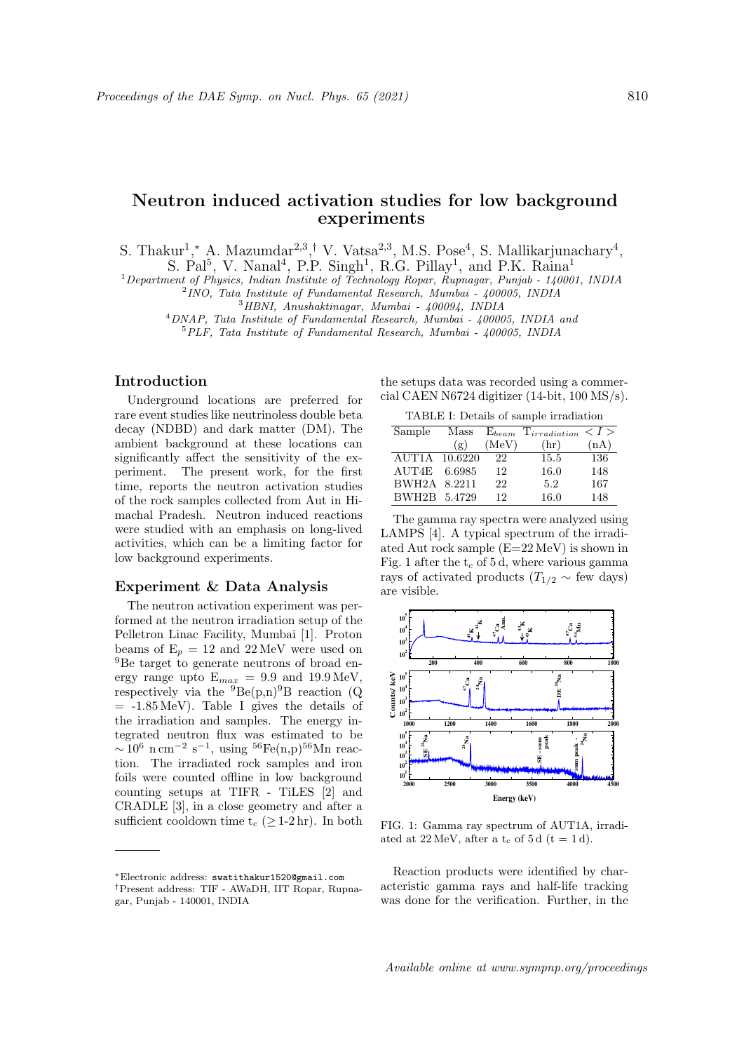# Neutron induced activation studies for low background experiments

S. Thakur[1],* A. Mazumdar[2,3],† V. Vatsa[2,3], M.S. Pose[4], S. Mallikarjunachary[4], S. Pal[5], V. Nanal[4], P.P. Singh[1], R.G. Pillay[1], and P.K. Raina[1]

[1]*Department of Physics, Indian Institute of Technology Ropar, Rupnagar, Punjab - 140001, INDIA*
[2]*INO, Tata Institute of Fundamental Research, Mumbai - 400005, INDIA*
[3]*HBNI, Anushaktinagar, Mumbai - 400094, INDIA*
[4]*DNAP, Tata Institute of Fundamental Research, Mumbai - 400005, INDIA and*
[5]*PLF, Tata Institute of Fundamental Research, Mumbai - 400005, INDIA*

## Introduction

Underground locations are preferred for rare event studies like neutrinoless double beta decay (NDBD) and dark matter (DM). The ambient background at these locations can significantly affect the sensitivity of the experiment. The present work, for the first time, reports the neutron activation studies of the rock samples collected from Aut in Himachal Pradesh. Neutron induced reactions were studied with an emphasis on long-lived activities, which can be a limiting factor for low background experiments.

## Experiment & Data Analysis

The neutron activation experiment was performed at the neutron irradiation setup of the Pelletron Linac Facility, Mumbai [1]. Proton beams of $E_p$ = 12 and 22 MeV were used on $^9$Be target to generate neutrons of broad energy range upto $E_{max}$ = 9.9 and 19.9 MeV, respectively via the $^9$Be(p,n)$^9$B reaction (Q = -1.85 MeV). Table I gives the details of the irradiation and samples. The energy integrated neutron flux was estimated to be $\sim 10^6$ n cm$^{-2}$ s$^{-1}$, using $^{56}$Fe(n,p)$^{56}$Mn reaction. The irradiated rock samples and iron foils were counted offline in low background counting setups at TIFR - TiLES [2] and CRADLE [3], in a close geometry and after a sufficient cooldown time $t_c$ ($\geq$ 1-2 hr). In both the setups data was recorded using a commercial CAEN N6724 digitizer (14-bit, 100 MS/s).

TABLE I: Details of sample irradiation

| Sample | Mass (g) | $E_{beam}$ (MeV) | $T_{irradiation}$ (hr) | $< I >$ (nA) |
|---|---|---|---|---|
| AUT1A | 10.6220 | 22 | 15.5 | 136 |
| AUT4E | 6.6985 | 12 | 16.0 | 148 |
| BWH2A | 8.2211 | 22 | 5.2 | 167 |
| BWH2B | 5.4729 | 12 | 16.0 | 148 |

The gamma ray spectra were analyzed using LAMPS [4]. A typical spectrum of the irradiated Aut rock sample (E=22 MeV) is shown in Fig. 1 after the $t_c$ of 5 d, where various gamma rays of activated products ($T_{1/2} \sim$ few days) are visible.

FIG. 1: Gamma ray spectrum of AUT1A, irradiated at 22 MeV, after a $t_c$ of 5 d (t = 1 d).

Reaction products were identified by characteristic gamma rays and half-life tracking was done for the verification. Further, in the

---

*Electronic address: swatithakur1520@gmail.com
†Present address: TIF - AWaDH, IIT Ropar, Rupnagar, Punjab - 140001, INDIA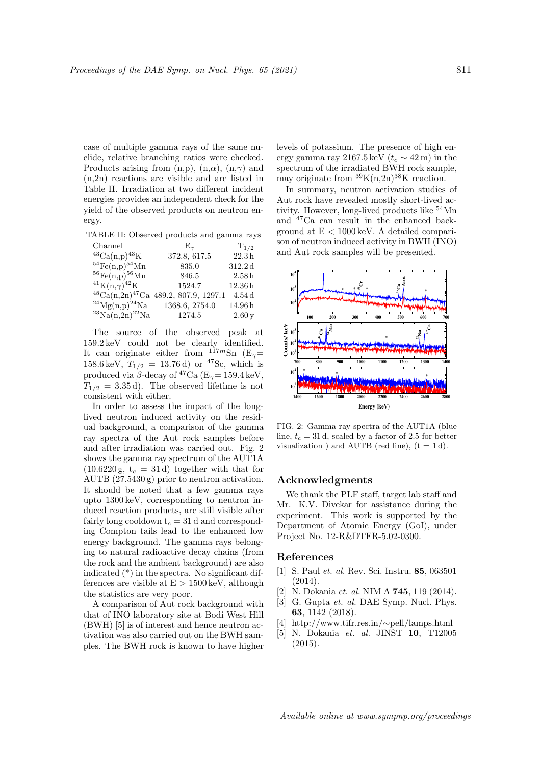case of multiple gamma rays of the same nuclide, relative branching ratios were checked. Products arising from (n,p), (n,$\alpha$), (n,$\gamma$) and (n,2n) reactions are visible and are listed in Table II. Irradiation at two different incident energies provides an independent check for the yield of the observed products on neutron energy.

TABLE II: Observed products and gamma rays

| Channel | $E_\gamma$ | $T_{1/2}$ |
|---|---|---|
| $^{43}$Ca(n,p)$^{43}$K | 372.8, 617.5 | 22.3 h |
| $^{54}$Fe(n,p)$^{54}$Mn | 835.0 | 312.2 d |
| $^{56}$Fe(n,p)$^{56}$Mn | 846.5 | 2.58 h |
| $^{41}$K(n,$\gamma$)$^{42}$K | 1524.7 | 12.36 h |
| $^{48}$Ca(n,2n)$^{47}$Ca | 489.2, 807.9, 1297.1 | 4.54 d |
| $^{24}$Mg(n,p)$^{24}$Na | 1368.6, 2754.0 | 14.96 h |
| $^{23}$Na(n,2n)$^{22}$Na | 1274.5 | 2.60 y |

The source of the observed peak at 159.2 keV could not be clearly identified. It can originate either from $^{117m}$Sn ($E_\gamma$= 158.6 keV, $T_{1/2}$ = 13.76 d) or $^{47}$Sc, which is produced via $\beta$-decay of $^{47}$Ca ($E_\gamma$= 159.4 keV, $T_{1/2}$ = 3.35 d). The observed lifetime is not consistent with either.

In order to assess the impact of the long-lived neutron induced activity on the residual background, a comparison of the gamma ray spectra of the Aut rock samples before and after irradiation was carried out. Fig. 2 shows the gamma ray spectrum of the AUT1A (10.6220 g, $t_c$ = 31 d) together with that for AUTB (27.5430 g) prior to neutron activation. It should be noted that a few gamma rays upto 1300 keV, corresponding to neutron induced reaction products, are still visible after fairly long cooldown $t_c$ = 31 d and corresponding Compton tails lead to the enhanced low energy background. The gamma rays belonging to natural radioactive decay chains (from the rock and the ambient background) are also indicated (*) in the spectra. No significant differences are visible at E > 1500 keV, although the statistics are very poor.

A comparison of Aut rock background with that of INO laboratory site at Bodi West Hill (BWH) [5] is of interest and hence neutron activation was also carried out on the BWH samples. The BWH rock is known to have higher levels of potassium. The presence of high energy gamma ray 2167.5 keV ($t_c \sim$ 42 m) in the spectrum of the irradiated BWH rock sample, may originate from $^{39}$K(n,2n)$^{38}$K reaction.

In summary, neutron activation studies of Aut rock have revealed mostly short-lived activity. However, long-lived products like $^{54}$Mn and $^{47}$Ca can result in the enhanced background at E < 1000 keV. A detailed comparison of neutron induced activity in BWH (INO) and Aut rock samples will be presented.

Counts/ keV

Energy (keV)

FIG. 2: Gamma ray spectra of the AUT1A (blue line, $t_c$ = 31 d, scaled by a factor of 2.5 for better visualization ) and AUTB (red line), (t = 1 d).

## Acknowledgments

We thank the PLF staff, target lab staff and Mr. K.V. Divekar for assistance during the experiment. This work is supported by the Department of Atomic Energy (GoI), under Project No. 12-R&DTFR-5.02-0300.

## References

[1] S. Paul *et. al.* Rev. Sci. Instru. **85**, 063501 (2014).

[2] N. Dokania *et. al.* NIM A **745**, 119 (2014).

[3] G. Gupta *et. al.* DAE Symp. Nucl. Phys. **63**, 1142 (2018).

[4] http://www.tifr.res.in/∼pell/lamps.html

[5] N. Dokania *et. al.* JINST **10**, T12005 (2015).